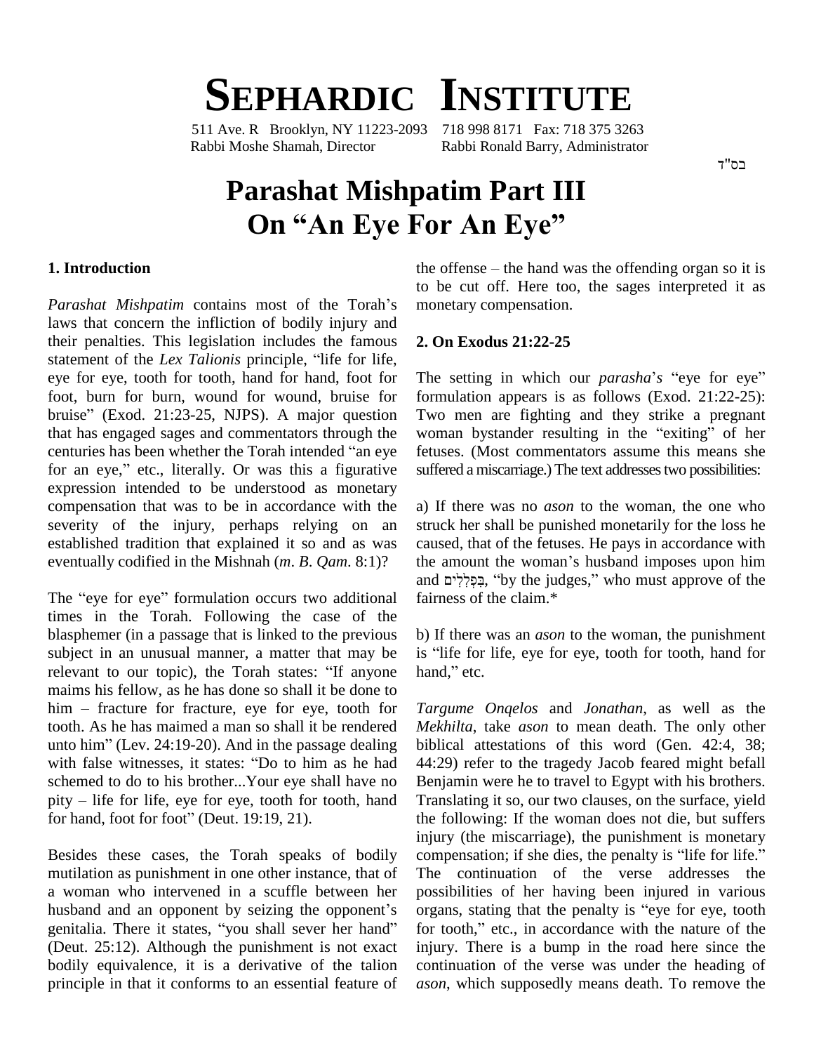# SEPHARDIC INSTITUTE

511 Ave. R Brooklyn, NY 11223-2093 718 998 8171 Fax: 718 375 3263
Rabbi Moshe Shamah, Director Rabbi Ronald Barry, Administrator

בס"ד

# Parashat Mishpatim Part III
# On "An Eye For An Eye"

## 1. Introduction

*Parashat Mishpatim* contains most of the Torah's laws that concern the infliction of bodily injury and their penalties. This legislation includes the famous statement of the *Lex Talionis* principle, "life for life, eye for eye, tooth for tooth, hand for hand, foot for foot, burn for burn, wound for wound, bruise for bruise" (Exod. 21:23-25, NJPS). A major question that has engaged sages and commentators through the centuries has been whether the Torah intended "an eye for an eye," etc., literally. Or was this a figurative expression intended to be understood as monetary compensation that was to be in accordance with the severity of the injury, perhaps relying on an established tradition that explained it so and as was eventually codified in the Mishnah (*m. B. Qam.* 8:1)?

The "eye for eye" formulation occurs two additional times in the Torah. Following the case of the blasphemer (in a passage that is linked to the previous subject in an unusual manner, a matter that may be relevant to our topic), the Torah states: "If anyone maims his fellow, as he has done so shall it be done to him – fracture for fracture, eye for eye, tooth for tooth. As he has maimed a man so shall it be rendered unto him" (Lev. 24:19-20). And in the passage dealing with false witnesses, it states: "Do to him as he had schemed to do to his brother...Your eye shall have no pity – life for life, eye for eye, tooth for tooth, hand for hand, foot for foot" (Deut. 19:19, 21).

Besides these cases, the Torah speaks of bodily mutilation as punishment in one other instance, that of a woman who intervened in a scuffle between her husband and an opponent by seizing the opponent's genitalia. There it states, "you shall sever her hand" (Deut. 25:12). Although the punishment is not exact bodily equivalence, it is a derivative of the talion principle in that it conforms to an essential feature of the offense – the hand was the offending organ so it is to be cut off. Here too, the sages interpreted it as monetary compensation.

## 2. On Exodus 21:22-25

The setting in which our *parasha*'s "eye for eye" formulation appears is as follows (Exod. 21:22-25): Two men are fighting and they strike a pregnant woman bystander resulting in the "exiting" of her fetuses. (Most commentators assume this means she suffered a miscarriage.) The text addresses two possibilities:

a) If there was no *ason* to the woman, the one who struck her shall be punished monetarily for the loss he caused, that of the fetuses. He pays in accordance with the amount the woman's husband imposes upon him and בִּפְלִלִים, "by the judges," who must approve of the fairness of the claim.*

b) If there was an *ason* to the woman, the punishment is "life for life, eye for eye, tooth for tooth, hand for hand," etc.

*Targume Onqelos* and *Jonathan*, as well as the *Mekhilta*, take *ason* to mean death. The only other biblical attestations of this word (Gen. 42:4, 38; 44:29) refer to the tragedy Jacob feared might befall Benjamin were he to travel to Egypt with his brothers. Translating it so, our two clauses, on the surface, yield the following: If the woman does not die, but suffers injury (the miscarriage), the punishment is monetary compensation; if she dies, the penalty is "life for life." The continuation of the verse addresses the possibilities of her having been injured in various organs, stating that the penalty is "eye for eye, tooth for tooth," etc., in accordance with the nature of the injury. There is a bump in the road here since the continuation of the verse was under the heading of *ason*, which supposedly means death. To remove the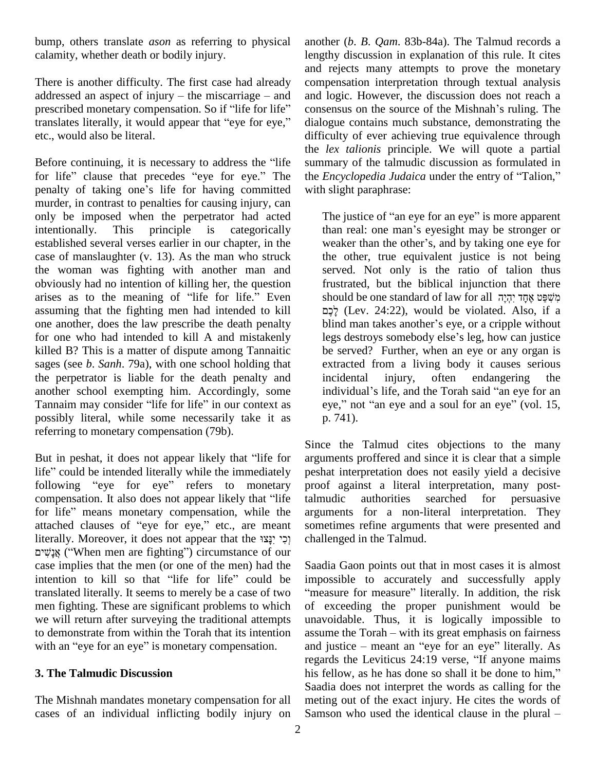bump, others translate *ason* as referring to physical calamity, whether death or bodily injury.

There is another difficulty. The first case had already addressed an aspect of injury – the miscarriage – and prescribed monetary compensation. So if "life for life" translates literally, it would appear that "eye for eye," etc., would also be literal.

Before continuing, it is necessary to address the "life for life" clause that precedes "eye for eye." The penalty of taking one's life for having committed murder, in contrast to penalties for causing injury, can only be imposed when the perpetrator had acted intentionally. This principle is categorically established several verses earlier in our chapter, in the case of manslaughter (v. 13). As the man who struck the woman was fighting with another man and obviously had no intention of killing her, the question arises as to the meaning of "life for life." Even assuming that the fighting men had intended to kill one another, does the law prescribe the death penalty for one who had intended to kill A and mistakenly killed B? This is a matter of dispute among Tannaitic sages (see *b. Sanh*. 79a), with one school holding that the perpetrator is liable for the death penalty and another school exempting him. Accordingly, some Tannaim may consider "life for life" in our context as possibly literal, while some necessarily take it as referring to monetary compensation (79b).

But in peshat, it does not appear likely that "life for life" could be intended literally while the immediately following "eye for eye" refers to monetary compensation. It also does not appear likely that "life for life" means monetary compensation, while the attached clauses of "eye for eye," etc., are meant literally. Moreover, it does not appear that the וְכִי יִנָּצוּ אֲנָשִׁים ("When men are fighting") circumstance of our case implies that the men (or one of the men) had the intention to kill so that "life for life" could be translated literally. It seems to merely be a case of two men fighting. These are significant problems to which we will return after surveying the traditional attempts to demonstrate from within the Torah that its intention with an "eye for an eye" is monetary compensation.

## 3. The Talmudic Discussion

The Mishnah mandates monetary compensation for all cases of an individual inflicting bodily injury on another (*b. B. Qam*. 83b-84a). The Talmud records a lengthy discussion in explanation of this rule. It cites and rejects many attempts to prove the monetary compensation interpretation through textual analysis and logic. However, the discussion does not reach a consensus on the source of the Mishnah's ruling. The dialogue contains much substance, demonstrating the difficulty of ever achieving true equivalence through the *lex talionis* principle. We will quote a partial summary of the talmudic discussion as formulated in the *Encyclopedia Judaica* under the entry of "Talion," with slight paraphrase:

> The justice of "an eye for an eye" is more apparent than real: one man's eyesight may be stronger or weaker than the other's, and by taking one eye for the other, true equivalent justice is not being served. Not only is the ratio of talion thus frustrated, but the biblical injunction that there should be one standard of law for all מִשְׁפַּט אֶחָד יִהְיֶה לָכֶם (Lev. 24:22), would be violated. Also, if a blind man takes another's eye, or a cripple without legs destroys somebody else's leg, how can justice be served? Further, when an eye or any organ is extracted from a living body it causes serious incidental injury, often endangering the individual's life, and the Torah said "an eye for an eye," not "an eye and a soul for an eye" (vol. 15, p. 741).

Since the Talmud cites objections to the many arguments proffered and since it is clear that a simple peshat interpretation does not easily yield a decisive proof against a literal interpretation, many post-talmudic authorities searched for persuasive arguments for a non-literal interpretation. They sometimes refine arguments that were presented and challenged in the Talmud.

Saadia Gaon points out that in most cases it is almost impossible to accurately and successfully apply "measure for measure" literally. In addition, the risk of exceeding the proper punishment would be unavoidable. Thus, it is logically impossible to assume the Torah – with its great emphasis on fairness and justice – meant an "eye for an eye" literally. As regards the Leviticus 24:19 verse, "If anyone maims his fellow, as he has done so shall it be done to him," Saadia does not interpret the words as calling for the meting out of the exact injury. He cites the words of Samson who used the identical clause in the plural –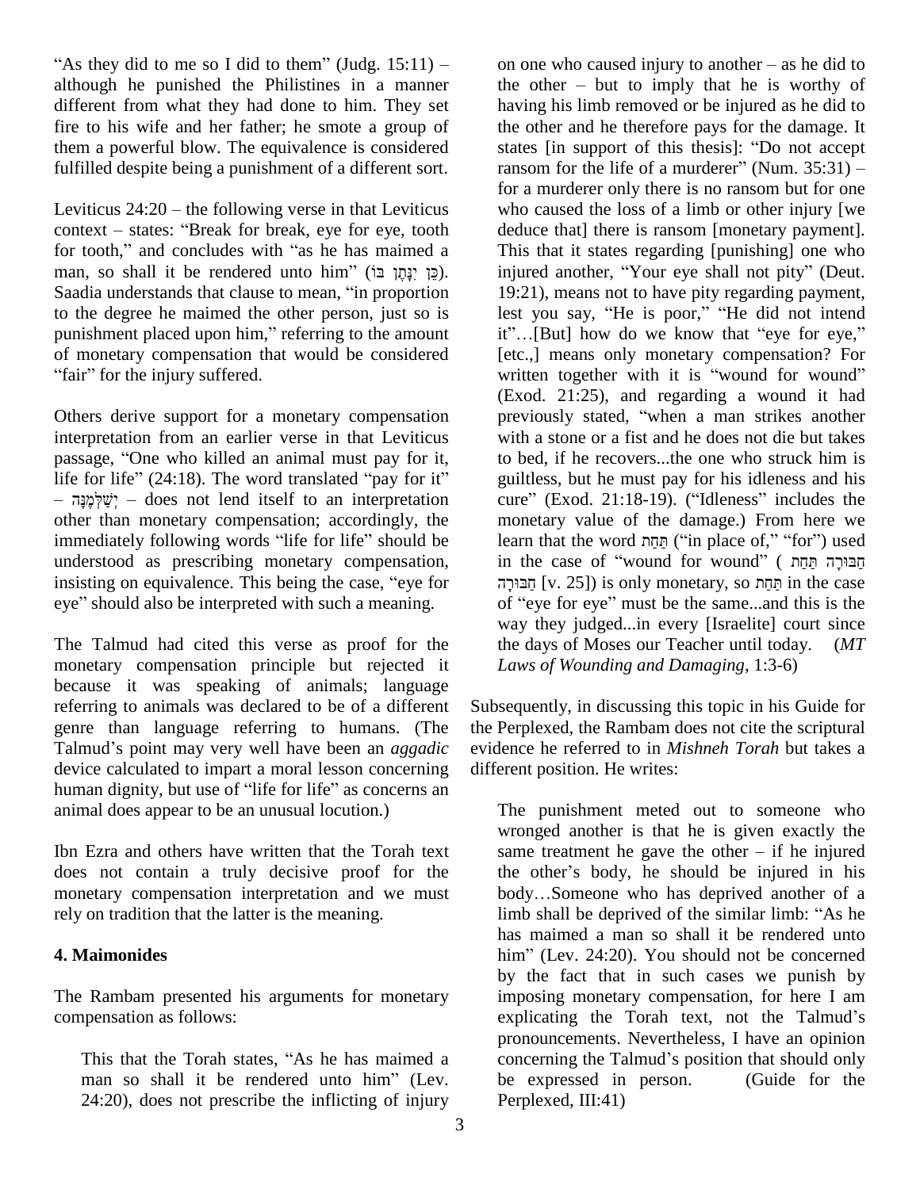"As they did to me so I did to them" (Judg. 15:11) – although he punished the Philistines in a manner different from what they had done to him. They set fire to his wife and her father; he smote a group of them a powerful blow. The equivalence is considered fulfilled despite being a punishment of a different sort.

Leviticus 24:20 – the following verse in that Leviticus context – states: "Break for break, eye for eye, tooth for tooth," and concludes with "as he has maimed a man, so shall it be rendered unto him" (כֵּן יִנָּתֶן בּוֹ). Saadia understands that clause to mean, "in proportion to the degree he maimed the other person, just so is punishment placed upon him," referring to the amount of monetary compensation that would be considered "fair" for the injury suffered.

Others derive support for a monetary compensation interpretation from an earlier verse in that Leviticus passage, "One who killed an animal must pay for it, life for life" (24:18). The word translated "pay for it" – יְשַׁלְּמֶנָּה – does not lend itself to an interpretation other than monetary compensation; accordingly, the immediately following words "life for life" should be understood as prescribing monetary compensation, insisting on equivalence. This being the case, "eye for eye" should also be interpreted with such a meaning.

The Talmud had cited this verse as proof for the monetary compensation principle but rejected it because it was speaking of animals; language referring to animals was declared to be of a different genre than language referring to humans. (The Talmud's point may very well have been an *aggadic* device calculated to impart a moral lesson concerning human dignity, but use of "life for life" as concerns an animal does appear to be an unusual locution.)

Ibn Ezra and others have written that the Torah text does not contain a truly decisive proof for the monetary compensation interpretation and we must rely on tradition that the latter is the meaning.

## 4. Maimonides

The Rambam presented his arguments for monetary compensation as follows:

> This that the Torah states, "As he has maimed a man so shall it be rendered unto him" (Lev. 24:20), does not prescribe the inflicting of injury on one who caused injury to another – as he did to the other – but to imply that he is worthy of having his limb removed or be injured as he did to the other and he therefore pays for the damage. It states [in support of this thesis]: "Do not accept ransom for the life of a murderer" (Num. 35:31) – for a murderer only there is no ransom but for one who caused the loss of a limb or other injury [we deduce that] there is ransom [monetary payment]. This that it states regarding [punishing] one who injured another, "Your eye shall not pity" (Deut. 19:21), means not to have pity regarding payment, lest you say, "He is poor," "He did not intend it"…[But] how do we know that "eye for eye," [etc.,] means only monetary compensation? For written together with it is "wound for wound" (Exod. 21:25), and regarding a wound it had previously stated, "when a man strikes another with a stone or a fist and he does not die but takes to bed, if he recovers...the one who struck him is guiltless, but he must pay for his idleness and his cure" (Exod. 21:18-19). ("Idleness" includes the monetary value of the damage.) From here we learn that the word תַּחַת ("in place of," "for") used in the case of "wound for wound" (חַבּוּרָה תַּחַת חַבּוּרָה [v. 25]) is only monetary, so תַּחַת in the case of "eye for eye" must be the same...and this is the way they judged...in every [Israelite] court since the days of Moses our Teacher until today. (*MT Laws of Wounding and Damaging*, 1:3-6)

Subsequently, in discussing this topic in his Guide for the Perplexed, the Rambam does not cite the scriptural evidence he referred to in *Mishneh Torah* but takes a different position. He writes:

> The punishment meted out to someone who wronged another is that he is given exactly the same treatment he gave the other – if he injured the other's body, he should be injured in his body…Someone who has deprived another of a limb shall be deprived of the similar limb: "As he has maimed a man so shall it be rendered unto him" (Lev. 24:20). You should not be concerned by the fact that in such cases we punish by imposing monetary compensation, for here I am explicating the Torah text, not the Talmud's pronouncements. Nevertheless, I have an opinion concerning the Talmud's position that should only be expressed in person. (Guide for the Perplexed, III:41)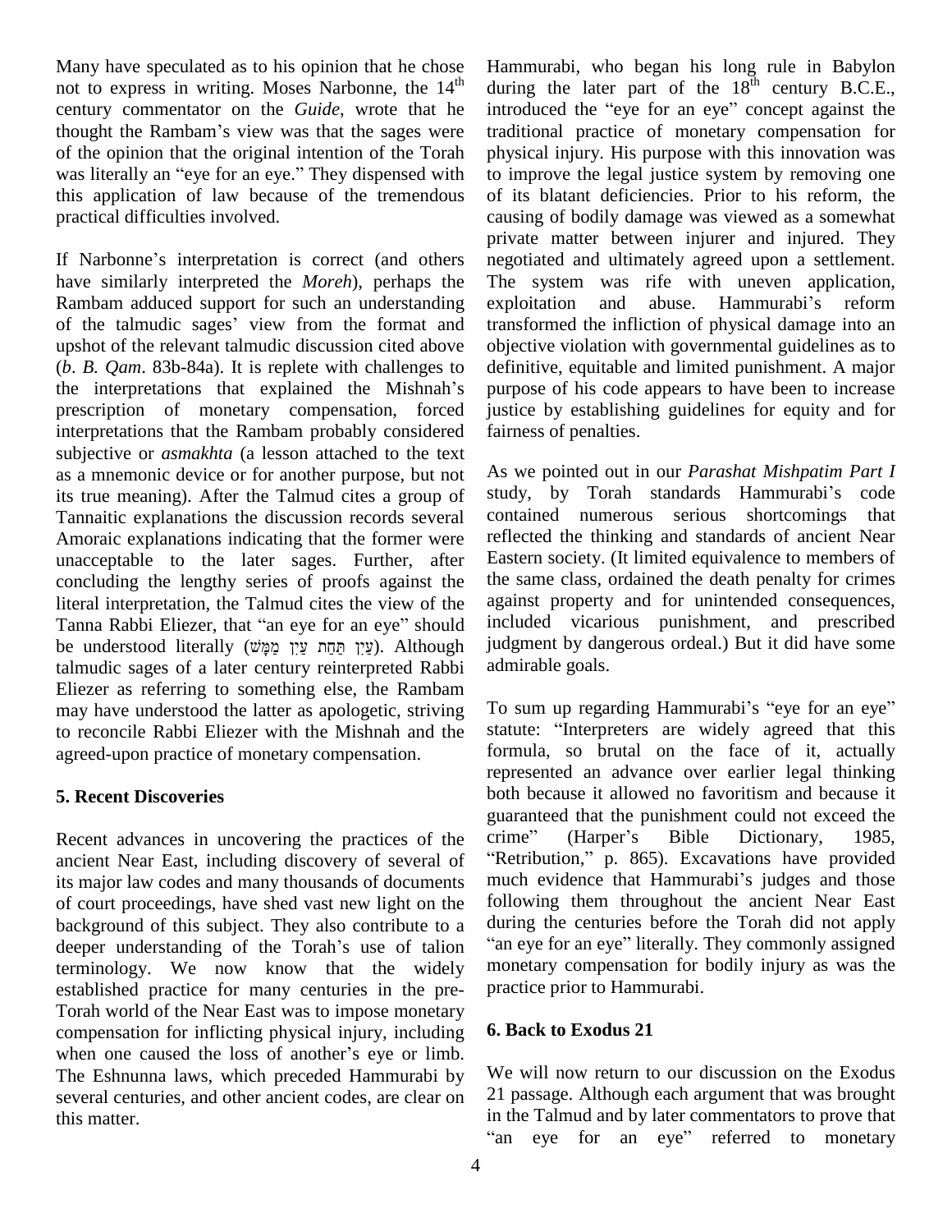Many have speculated as to his opinion that he chose not to express in writing. Moses Narbonne, the 14th century commentator on the *Guide*, wrote that he thought the Rambam's view was that the sages were of the opinion that the original intention of the Torah was literally an "eye for an eye." They dispensed with this application of law because of the tremendous practical difficulties involved.

If Narbonne's interpretation is correct (and others have similarly interpreted the *Moreh*), perhaps the Rambam adduced support for such an understanding of the talmudic sages' view from the format and upshot of the relevant talmudic discussion cited above (*b*. *B. Qam*. 83b-84a). It is replete with challenges to the interpretations that explained the Mishnah's prescription of monetary compensation, forced interpretations that the Rambam probably considered subjective or *asmakhta* (a lesson attached to the text as a mnemonic device or for another purpose, but not its true meaning). After the Talmud cites a group of Tannaitic explanations the discussion records several Amoraic explanations indicating that the former were unacceptable to the later sages. Further, after concluding the lengthy series of proofs against the literal interpretation, the Talmud cites the view of the Tanna Rabbi Eliezer, that "an eye for an eye" should be understood literally (עַיִן תַּחַת עַיִן מַמָּשׁ). Although talmudic sages of a later century reinterpreted Rabbi Eliezer as referring to something else, the Rambam may have understood the latter as apologetic, striving to reconcile Rabbi Eliezer with the Mishnah and the agreed-upon practice of monetary compensation.

## 5. Recent Discoveries

Recent advances in uncovering the practices of the ancient Near East, including discovery of several of its major law codes and many thousands of documents of court proceedings, have shed vast new light on the background of this subject. They also contribute to a deeper understanding of the Torah's use of talion terminology. We now know that the widely established practice for many centuries in the pre-Torah world of the Near East was to impose monetary compensation for inflicting physical injury, including when one caused the loss of another's eye or limb. The Eshnunna laws, which preceded Hammurabi by several centuries, and other ancient codes, are clear on this matter.

Hammurabi, who began his long rule in Babylon during the later part of the 18th century B.C.E., introduced the "eye for an eye" concept against the traditional practice of monetary compensation for physical injury. His purpose with this innovation was to improve the legal justice system by removing one of its blatant deficiencies. Prior to his reform, the causing of bodily damage was viewed as a somewhat private matter between injurer and injured. They negotiated and ultimately agreed upon a settlement. The system was rife with uneven application, exploitation and abuse. Hammurabi's reform transformed the infliction of physical damage into an objective violation with governmental guidelines as to definitive, equitable and limited punishment. A major purpose of his code appears to have been to increase justice by establishing guidelines for equity and for fairness of penalties.

As we pointed out in our *Parashat Mishpatim Part I* study, by Torah standards Hammurabi's code contained numerous serious shortcomings that reflected the thinking and standards of ancient Near Eastern society. (It limited equivalence to members of the same class, ordained the death penalty for crimes against property and for unintended consequences, included vicarious punishment, and prescribed judgment by dangerous ordeal.) But it did have some admirable goals.

To sum up regarding Hammurabi's "eye for an eye" statute: "Interpreters are widely agreed that this formula, so brutal on the face of it, actually represented an advance over earlier legal thinking both because it allowed no favoritism and because it guaranteed that the punishment could not exceed the crime" (Harper's Bible Dictionary, 1985, "Retribution," p. 865). Excavations have provided much evidence that Hammurabi's judges and those following them throughout the ancient Near East during the centuries before the Torah did not apply "an eye for an eye" literally. They commonly assigned monetary compensation for bodily injury as was the practice prior to Hammurabi.

## 6. Back to Exodus 21

We will now return to our discussion on the Exodus 21 passage. Although each argument that was brought in the Talmud and by later commentators to prove that "an eye for an eye" referred to monetary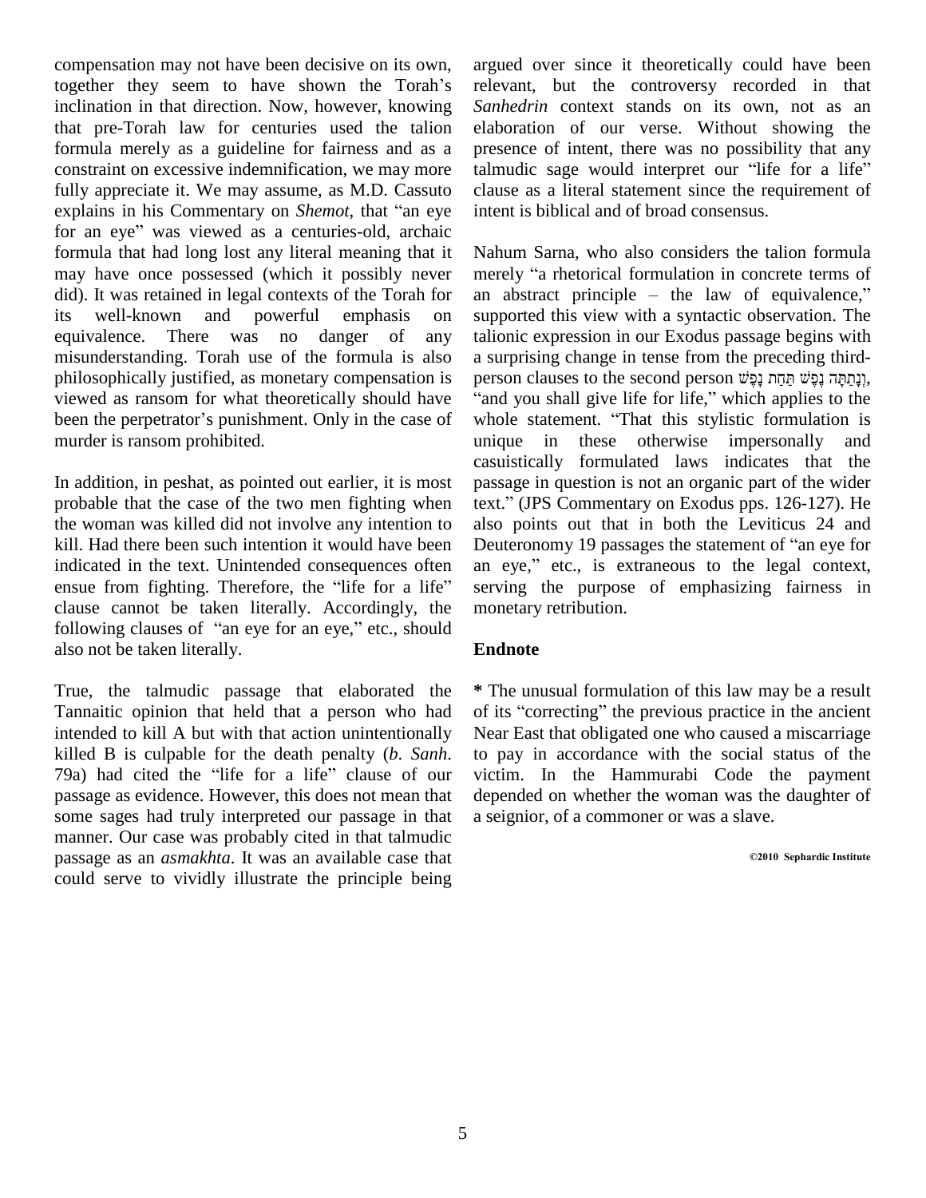compensation may not have been decisive on its own, together they seem to have shown the Torah's inclination in that direction. Now, however, knowing that pre-Torah law for centuries used the talion formula merely as a guideline for fairness and as a constraint on excessive indemnification, we may more fully appreciate it. We may assume, as M.D. Cassuto explains in his Commentary on *Shemot*, that "an eye for an eye" was viewed as a centuries-old, archaic formula that had long lost any literal meaning that it may have once possessed (which it possibly never did). It was retained in legal contexts of the Torah for its well-known and powerful emphasis on equivalence. There was no danger of any misunderstanding. Torah use of the formula is also philosophically justified, as monetary compensation is viewed as ransom for what theoretically should have been the perpetrator's punishment. Only in the case of murder is ransom prohibited.

In addition, in peshat, as pointed out earlier, it is most probable that the case of the two men fighting when the woman was killed did not involve any intention to kill. Had there been such intention it would have been indicated in the text. Unintended consequences often ensue from fighting. Therefore, the "life for a life" clause cannot be taken literally. Accordingly, the following clauses of "an eye for an eye," etc., should also not be taken literally.

True, the talmudic passage that elaborated the Tannaitic opinion that held that a person who had intended to kill A but with that action unintentionally killed B is culpable for the death penalty (*b*. *Sanh*. 79a) had cited the "life for a life" clause of our passage as evidence. However, this does not mean that some sages had truly interpreted our passage in that manner. Our case was probably cited in that talmudic passage as an *asmakhta*. It was an available case that could serve to vividly illustrate the principle being argued over since it theoretically could have been relevant, but the controversy recorded in that *Sanhedrin* context stands on its own, not as an elaboration of our verse. Without showing the presence of intent, there was no possibility that any talmudic sage would interpret our "life for a life" clause as a literal statement since the requirement of intent is biblical and of broad consensus.

Nahum Sarna, who also considers the talion formula merely "a rhetorical formulation in concrete terms of an abstract principle – the law of equivalence," supported this view with a syntactic observation. The talionic expression in our Exodus passage begins with a surprising change in tense from the preceding third-person clauses to the second person וְנָתַתָּה נֶפֶשׁ תַּחַת נָפֶשׁ, "and you shall give life for life," which applies to the whole statement. "That this stylistic formulation is unique in these otherwise impersonally and casuistically formulated laws indicates that the passage in question is not an organic part of the wider text." (JPS Commentary on Exodus pps. 126-127). He also points out that in both the Leviticus 24 and Deuteronomy 19 passages the statement of "an eye for an eye," etc., is extraneous to the legal context, serving the purpose of emphasizing fairness in monetary retribution.

**Endnote**

**\*** The unusual formulation of this law may be a result of its "correcting" the previous practice in the ancient Near East that obligated one who caused a miscarriage to pay in accordance with the social status of the victim. In the Hammurabi Code the payment depended on whether the woman was the daughter of a seignior, of a commoner or was a slave.

©2010 Sephardic Institute